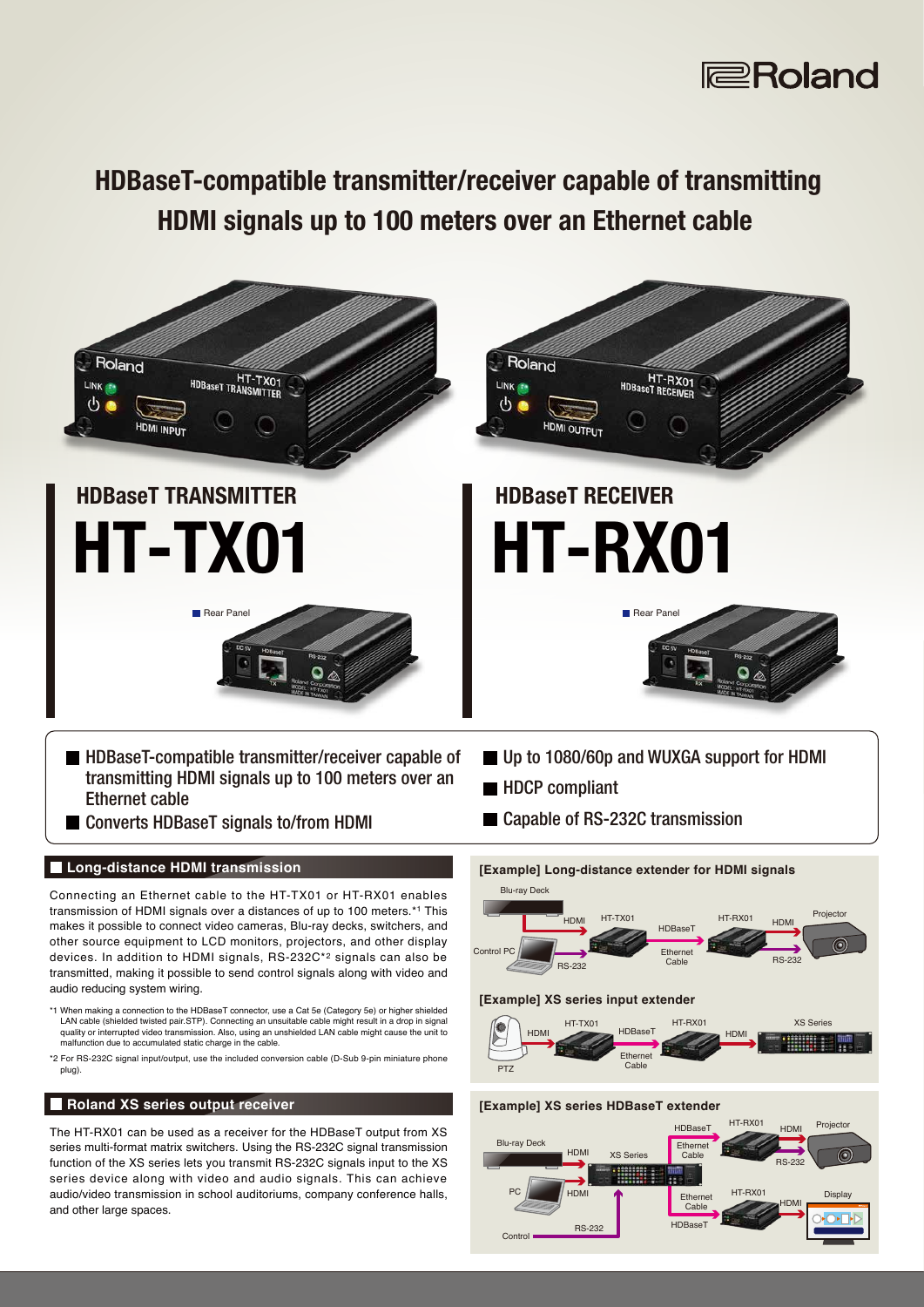# HDBaseT-compatible transmitter/receiver capable of transmitting HDMI signals up to 100 meters over an Ethernet cable

## HDBaseT TRANSMITTER
# HT-TX01

Rear Panel

## HDBaseT RECEIVER
# HT-RX01

Rear Panel

- HDBaseT-compatible transmitter/receiver capable of transmitting HDMI signals up to 100 meters over an Ethernet cable
- Converts HDBaseT signals to/from HDMI
- Up to 1080/60p and WUXGA support for HDMI
- HDCP compliant
- Capable of RS-232C transmission

## Long-distance HDMI transmission

Connecting an Ethernet cable to the HT-TX01 or HT-RX01 enables transmission of HDMI signals over a distances of up to 100 meters.*1 This makes it possible to connect video cameras, Blu-ray decks, switchers, and other source equipment to LCD monitors, projectors, and other display devices. In addition to HDMI signals, RS-232C*2 signals can also be transmitted, making it possible to send control signals along with video and audio reducing system wiring.

*1 When making a connection to the HDBaseT connector, use a Cat 5e (Category 5e) or higher shielded LAN cable (shielded twisted pair.STP). Connecting an unsuitable cable might result in a drop in signal quality or interrupted video transmission. Also, using an unshielded LAN cable might cause the unit to malfunction due to accumulated static charge in the cable.

*2 For RS-232C signal input/output, use the included conversion cable (D-Sub 9-pin miniature phone plug).

## Roland XS series output receiver

The HT-RX01 can be used as a receiver for the HDBaseT output from XS series multi-format matrix switchers. Using the RS-232C signal transmission function of the XS series lets you transmit RS-232C signals input to the XS series device along with video and audio signals. This can achieve audio/video transmission in school auditoriums, company conference halls, and other large spaces.

### [Example] Long-distance extender for HDMI signals

Blu-ray Deck — HDMI → HT-TX01 — HDBaseT (Ethernet Cable) → HT-RX01 — HDMI → Projector
Control PC — RS-232 → HT-TX01 … HT-RX01 — RS-232 → Projector

### [Example] XS series input extender

PTZ — HDMI → HT-TX01 — HDBaseT (Ethernet Cable) → HT-RX01 — HDMI → XS Series

### [Example] XS series HDBaseT extender

Blu-ray Deck — HDMI → XS Series
PC — HDMI → XS Series
Control — RS-232 → XS Series
XS Series — HDBaseT (Ethernet Cable) → HT-RX01 — HDMI → Projector (RS-232)
XS Series — HDBaseT (Ethernet Cable) → HT-RX01 — HDMI → Display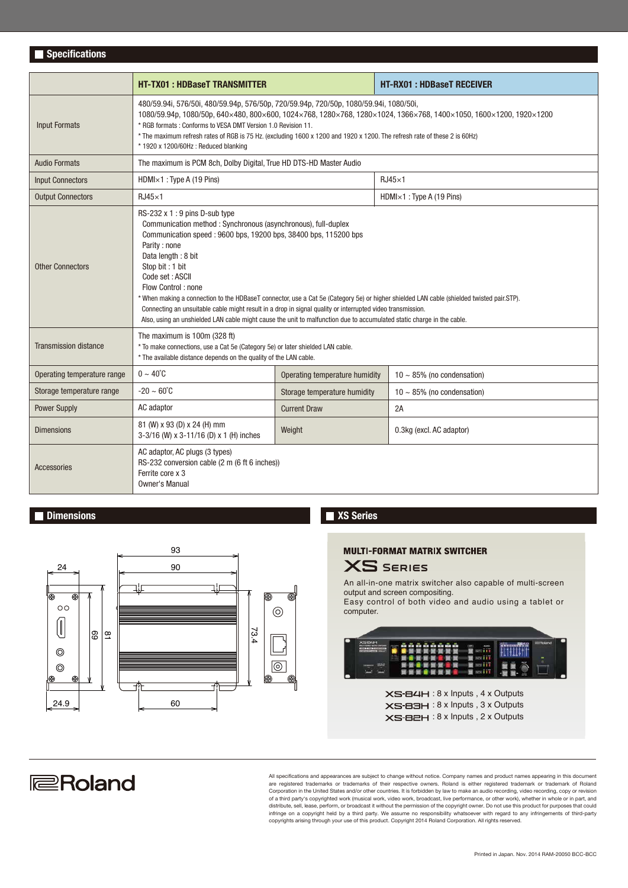## Specifications

| | HT-TX01 : HDBaseT TRANSMITTER | | HT-RX01 : HDBaseT RECEIVER |
|---|---|---|---|
| Input Formats | 480/59.94i, 576/50i, 480/59.94p, 576/50p, 720/59.94p, 720/50p, 1080/59.94i, 1080/50i, 1080/59.94p, 1080/50p, 640×480, 800×600, 1024×768, 1280×768, 1280×1024, 1366×768, 1400×1050, 1600×1200, 1920×1200<br>* RGB formats : Conforms to VESA DMT Version 1.0 Revision 11.<br>* The maximum refresh rates of RGB is 75 Hz. (excluding 1600 x 1200 and 1920 x 1200. The refresh rate of these 2 is 60Hz)<br>* 1920 x 1200/60Hz : Reduced blanking | | |
| Audio Formats | The maximum is PCM 8ch, Dolby Digital, True HD DTS-HD Master Audio | | |
| Input Connectors | HDMI×1 : Type A (19 Pins) | | RJ45×1 |
| Output Connectors | RJ45×1 | | HDMI×1 : Type A (19 Pins) |
| Other Connectors | RS-232 x 1 : 9 pins D-sub type<br>Communication method : Synchronous (asynchronous), full-duplex<br>Communication speed : 9600 bps, 19200 bps, 38400 bps, 115200 bps<br>Parity : none<br>Data length : 8 bit<br>Stop bit : 1 bit<br>Code set : ASCII<br>Flow Control : none<br>* When making a connection to the HDBaseT connector, use a Cat 5e (Category 5e) or higher shielded LAN cable (shielded twisted pair.STP). Connecting an unsuitable cable might result in a drop in signal quality or interrupted video transmission. Also, using an unshielded LAN cable might cause the unit to malfunction due to accumulated static charge in the cable. | | |
| Transmission distance | The maximum is 100m (328 ft)<br>* To make connections, use a Cat 5e (Category 5e) or later shielded LAN cable.<br>* The available distance depends on the quality of the LAN cable. | | |
| Operating temperature range | 0 ~ 40˚C | Operating temperature humidity | 10 ~ 85% (no condensation) |
| Storage temperature range | -20 ~ 60˚C | Storage temperature humidity | 10 ~ 85% (no condensation) |
| Power Supply | AC adaptor | Current Draw | 2A |
| Dimensions | 81 (W) x 93 (D) x 24 (H) mm<br>3-3/16 (W) x 3-11/16 (D) x 1 (H) inches | Weight | 0.3kg (excl. AC adaptor) |
| Accessories | AC adaptor, AC plugs (3 types)<br>RS-232 conversion cable (2 m (6 ft 6 inches))<br>Ferrite core x 3<br>Owner's Manual | | |

## Dimensions

24
24.9
69
81
93
90
73.4
60

## XS Series

**MULTI-FORMAT MATRIX SWITCHER**

**XS SERIES**

An all-in-one matrix switcher also capable of multi-screen output and screen compositing.
Easy control of both video and audio using a tablet or computer.

XS-84H : 8 x Inputs , 4 x Outputs
XS-83H : 8 x Inputs , 3 x Outputs
XS-82H : 8 x Inputs , 2 x Outputs

Roland

All specifications and appearances are subject to change without notice. Company names and product names appearing in this document are registered trademarks or trademarks of their respective owners. Roland is either registered trademark or trademark of Roland Corporation in the United States and/or other countries. It is forbidden by law to make an audio recording, video recording, copy or revision of a third party's copyrighted work (musical work, video work, broadcast, live performance, or other work), whether in whole or in part, and distribute, sell, lease, perform, or broadcast it without the permission of the copyright owner. Do not use this product for purposes that could infringe on a copyright held by a third party. We assume no responsibility whatsoever with regard to any infringements of third-party copyrights arising through your use of this product. Copyright 2014 Roland Corporation. All rights reserved.

Printed in Japan. Nov. 2014 RAM-20050 BCC-BCC